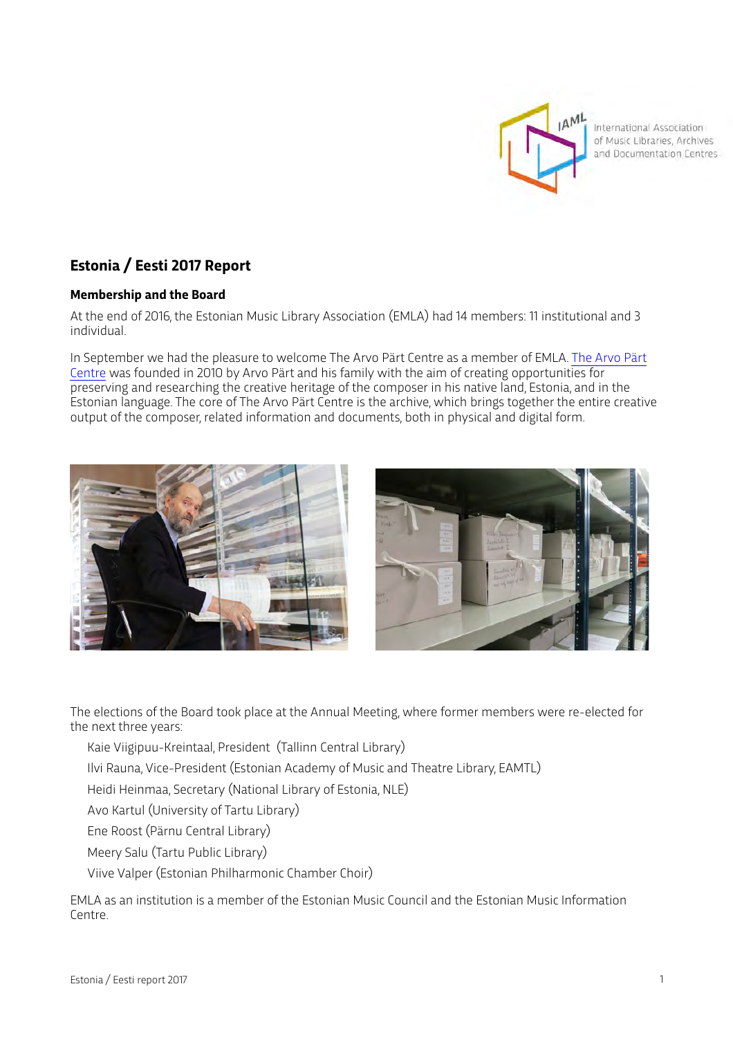# Estonia / Eesti 2017 Report

## Membership and the Board

At the end of 2016, the Estonian Music Library Association (EMLA) had 14 members: 11 institutional and 3 individual.

In September we had the pleasure to welcome The Arvo Pärt Centre as a member of EMLA. The Arvo Pärt Centre was founded in 2010 by Arvo Pärt and his family with the aim of creating opportunities for preserving and researching the creative heritage of the composer in his native land, Estonia, and in the Estonian language. The core of The Arvo Pärt Centre is the archive, which brings together the entire creative output of the composer, related information and documents, both in physical and digital form.

The elections of the Board took place at the Annual Meeting, where former members were re-elected for the next three years:

- Kaie Viigipuu-Kreintaal, President (Tallinn Central Library)
- Ilvi Rauna, Vice-President (Estonian Academy of Music and Theatre Library, EAMTL)
- Heidi Heinmaa, Secretary (National Library of Estonia, NLE)
- Avo Kartul (University of Tartu Library)
- Ene Roost (Pärnu Central Library)
- Meery Salu (Tartu Public Library)
- Viive Valper (Estonian Philharmonic Chamber Choir)

EMLA as an institution is a member of the Estonian Music Council and the Estonian Music Information Centre.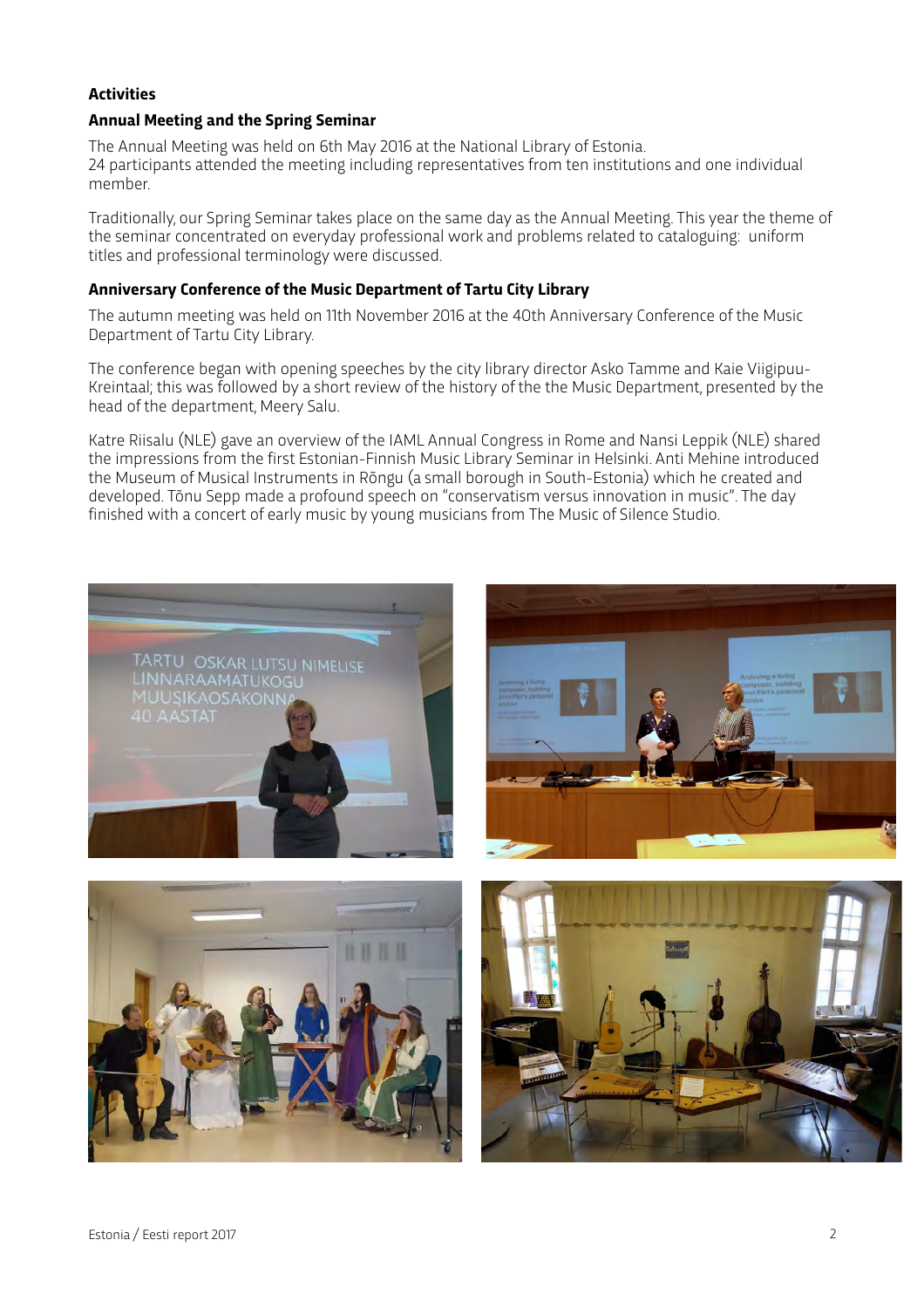## Activities

### Annual Meeting and the Spring Seminar

The Annual Meeting was held on 6th May 2016 at the National Library of Estonia.
24 participants attended the meeting including representatives from ten institutions and one individual member.

Traditionally, our Spring Seminar takes place on the same day as the Annual Meeting. This year the theme of the seminar concentrated on everyday professional work and problems related to cataloguing: uniform titles and professional terminology were discussed.

### Anniversary Conference of the Music Department of Tartu City Library

The autumn meeting was held on 11th November 2016 at the 40th Anniversary Conference of the Music Department of Tartu City Library.

The conference began with opening speeches by the city library director Asko Tamme and Kaie Viigipuu-Kreintaal; this was followed by a short review of the history of the the Music Department, presented by the head of the department, Meery Salu.

Katre Riisalu (NLE) gave an overview of the IAML Annual Congress in Rome and Nansi Leppik (NLE) shared the impressions from the first Estonian-Finnish Music Library Seminar in Helsinki. Anti Mehine introduced the Museum of Musical Instruments in Rõngu (a small borough in South-Estonia) which he created and developed. Tõnu Sepp made a profound speech on "conservatism versus innovation in music". The day finished with a concert of early music by young musicians from The Music of Silence Studio.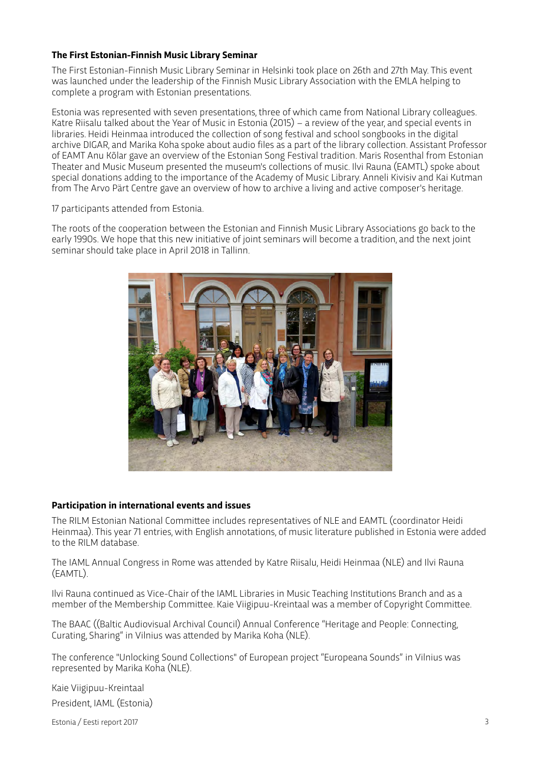**The First Estonian-Finnish Music Library Seminar**

The First Estonian-Finnish Music Library Seminar in Helsinki took place on 26th and 27th May. This event was launched under the leadership of the Finnish Music Library Association with the EMLA helping to complete a program with Estonian presentations.

Estonia was represented with seven presentations, three of which came from National Library colleagues. Katre Riisalu talked about the Year of Music in Estonia (2015) – a review of the year, and special events in libraries. Heidi Heinmaa introduced the collection of song festival and school songbooks in the digital archive DIGAR, and Marika Koha spoke about audio files as a part of the library collection. Assistant Professor of EAMT Anu Kõlar gave an overview of the Estonian Song Festival tradition. Maris Rosenthal from Estonian Theater and Music Museum presented the museum's collections of music. Ilvi Rauna (EAMTL) spoke about special donations adding to the importance of the Academy of Music Library. Anneli Kivisiv and Kai Kutman from The Arvo Pärt Centre gave an overview of how to archive a living and active composer's heritage.

17 participants attended from Estonia.

The roots of the cooperation between the Estonian and Finnish Music Library Associations go back to the early 1990s. We hope that this new initiative of joint seminars will become a tradition, and the next joint seminar should take place in April 2018 in Tallinn.

**Participation in international events and issues**

The RILM Estonian National Committee includes representatives of NLE and EAMTL (coordinator Heidi Heinmaa). This year 71 entries, with English annotations, of music literature published in Estonia were added to the RILM database.

The IAML Annual Congress in Rome was attended by Katre Riisalu, Heidi Heinmaa (NLE) and Ilvi Rauna (EAMTL).

Ilvi Rauna continued as Vice-Chair of the IAML Libraries in Music Teaching Institutions Branch and as a member of the Membership Committee. Kaie Viigipuu-Kreintaal was a member of Copyright Committee.

The BAAC ((Baltic Audiovisual Archival Council) Annual Conference "Heritage and People: Connecting, Curating, Sharing" in Vilnius was attended by Marika Koha (NLE).

The conference "Unlocking Sound Collections" of European project "Europeana Sounds" in Vilnius was represented by Marika Koha (NLE).

Kaie Viigipuu-Kreintaal

President, IAML (Estonia)